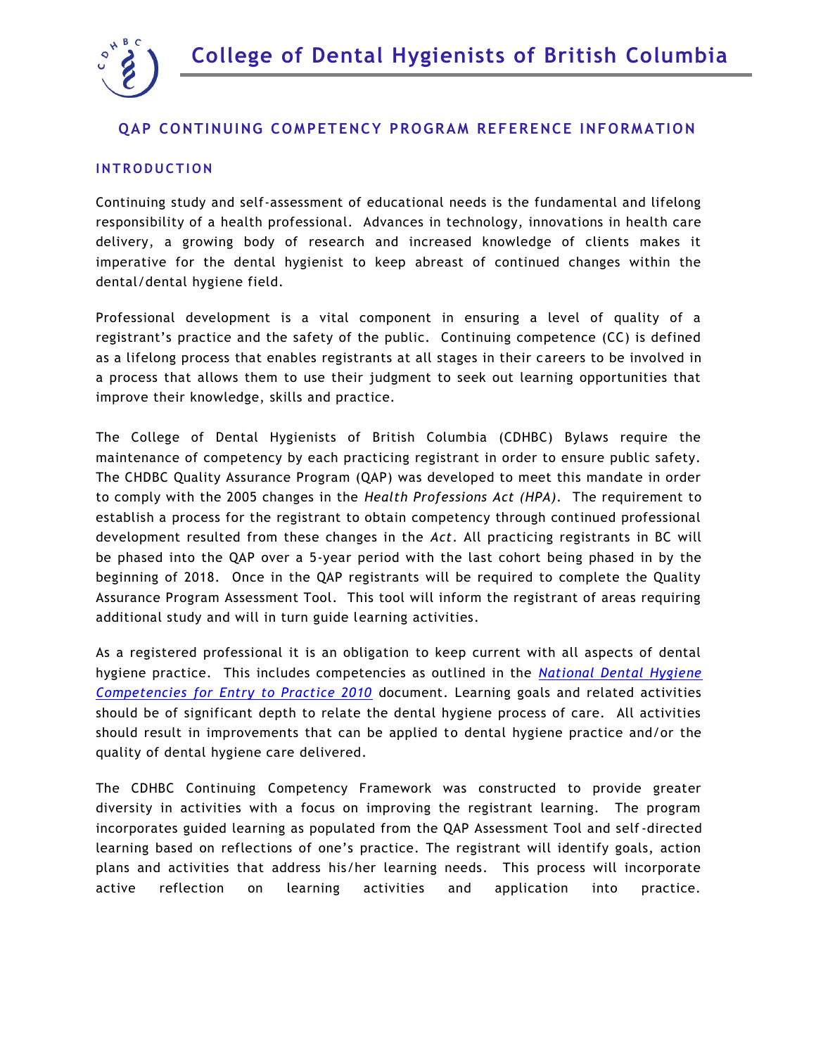# College of Dental Hygienists of British Columbia

## QAP CONTINUING COMPETENCY PROGRAM REFERENCE INFORMATION

### INTRODUCTION

Continuing study and self-assessment of educational needs is the fundamental and lifelong responsibility of a health professional. Advances in technology, innovations in health care delivery, a growing body of research and increased knowledge of clients makes it imperative for the dental hygienist to keep abreast of continued changes within the dental/dental hygiene field.

Professional development is a vital component in ensuring a level of quality of a registrant's practice and the safety of the public. Continuing competence (CC) is defined as a lifelong process that enables registrants at all stages in their careers to be involved in a process that allows them to use their judgment to seek out learning opportunities that improve their knowledge, skills and practice.

The College of Dental Hygienists of British Columbia (CDHBC) Bylaws require the maintenance of competency by each practicing registrant in order to ensure public safety. The CHDBC Quality Assurance Program (QAP) was developed to meet this mandate in order to comply with the 2005 changes in the *Health Professions Act (HPA).* The requirement to establish a process for the registrant to obtain competency through continued professional development resulted from these changes in the *Act*. All practicing registrants in BC will be phased into the QAP over a 5-year period with the last cohort being phased in by the beginning of 2018. Once in the QAP registrants will be required to complete the Quality Assurance Program Assessment Tool. This tool will inform the registrant of areas requiring additional study and will in turn guide learning activities.

As a registered professional it is an obligation to keep current with all aspects of dental hygiene practice. This includes competencies as outlined in the *National Dental Hygiene Competencies for Entry to Practice 2010* document. Learning goals and related activities should be of significant depth to relate the dental hygiene process of care. All activities should result in improvements that can be applied to dental hygiene practice and/or the quality of dental hygiene care delivered.

The CDHBC Continuing Competency Framework was constructed to provide greater diversity in activities with a focus on improving the registrant learning. The program incorporates guided learning as populated from the QAP Assessment Tool and self-directed learning based on reflections of one's practice. The registrant will identify goals, action plans and activities that address his/her learning needs. This process will incorporate active reflection on learning activities and application into practice.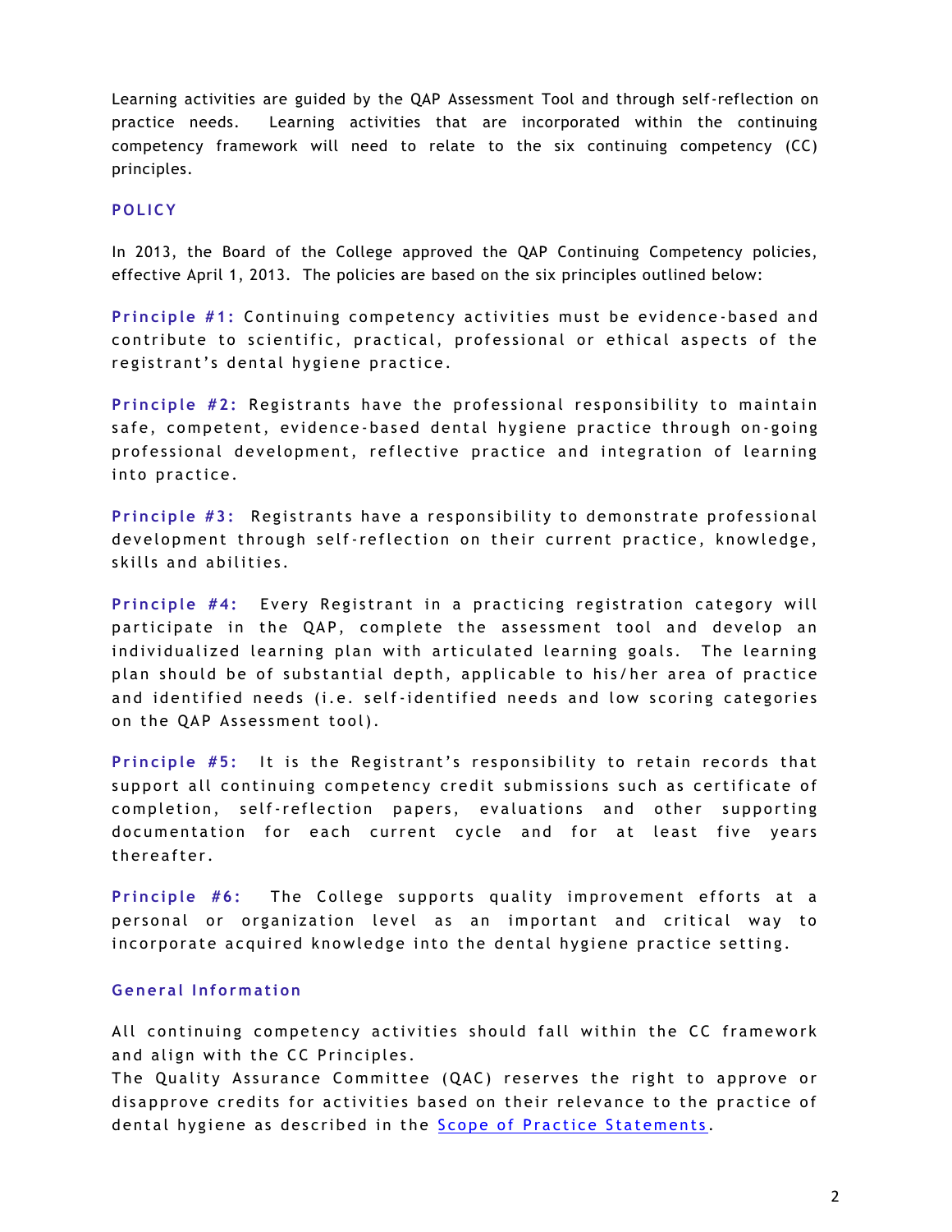Learning activities are guided by the QAP Assessment Tool and through self-reflection on practice needs. Learning activities that are incorporated within the continuing competency framework will need to relate to the six continuing competency (CC) principles.

## POLICY

In 2013, the Board of the College approved the QAP Continuing Competency policies, effective April 1, 2013. The policies are based on the six principles outlined below:

**Principle #1:** Continuing competency activities must be evidence-based and contribute to scientific, practical, professional or ethical aspects of the registrant's dental hygiene practice.

**Principle #2:** Registrants have the professional responsibility to maintain safe, competent, evidence-based dental hygiene practice through on-going professional development, reflective practice and integration of learning into practice.

**Principle #3:** Registrants have a responsibility to demonstrate professional development through self-reflection on their current practice, knowledge, skills and abilities.

**Principle #4:** Every Registrant in a practicing registration category will participate in the QAP, complete the assessment tool and develop an individualized learning plan with articulated learning goals. The learning plan should be of substantial depth, applicable to his/her area of practice and identified needs (i.e. self-identified needs and low scoring categories on the QAP Assessment tool).

**Principle #5:** It is the Registrant's responsibility to retain records that support all continuing competency credit submissions such as certificate of completion, self-reflection papers, evaluations and other supporting documentation for each current cycle and for at least five years thereafter.

**Principle #6:** The College supports quality improvement efforts at a personal or organization level as an important and critical way to incorporate acquired knowledge into the dental hygiene practice setting.

### General Information

All continuing competency activities should fall within the CC framework and align with the CC Principles.
The Quality Assurance Committee (QAC) reserves the right to approve or disapprove credits for activities based on their relevance to the practice of dental hygiene as described in the Scope of Practice Statements.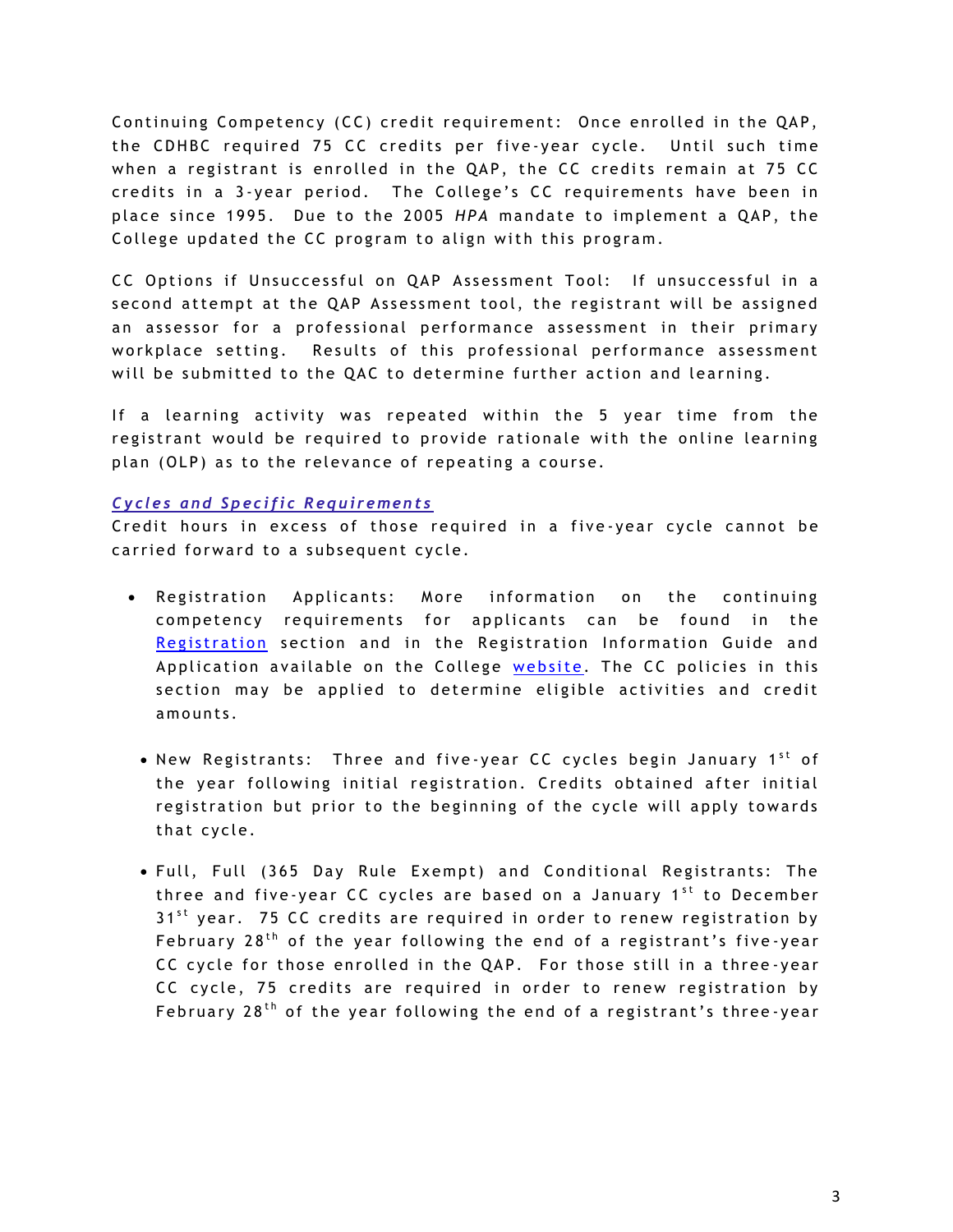Continuing Competency (CC) credit requirement: Once enrolled in the QAP, the CDHBC required 75 CC credits per five-year cycle. Until such time when a registrant is enrolled in the QAP, the CC credits remain at 75 CC credits in a 3-year period. The College's CC requirements have been in place since 1995. Due to the 2005 *HPA* mandate to implement a QAP, the College updated the CC program to align with this program.

CC Options if Unsuccessful on QAP Assessment Tool: If unsuccessful in a second attempt at the QAP Assessment tool, the registrant will be assigned an assessor for a professional performance assessment in their primary workplace setting. Results of this professional performance assessment will be submitted to the QAC to determine further action and learning.

If a learning activity was repeated within the 5 year time from the registrant would be required to provide rationale with the online learning plan (OLP) as to the relevance of repeating a course.

### *Cycles and Specific Requirements*

Credit hours in excess of those required in a five-year cycle cannot be carried forward to a subsequent cycle.

- Registration Applicants: More information on the continuing competency requirements for applicants can be found in the Registration section and in the Registration Information Guide and Application available on the College website. The CC policies in this section may be applied to determine eligible activities and credit amounts.

- New Registrants: Three and five-year CC cycles begin January 1st of the year following initial registration. Credits obtained after initial registration but prior to the beginning of the cycle will apply towards that cycle.

- Full, Full (365 Day Rule Exempt) and Conditional Registrants: The three and five-year CC cycles are based on a January 1st to December 31st year. 75 CC credits are required in order to renew registration by February 28th of the year following the end of a registrant's five-year CC cycle for those enrolled in the QAP. For those still in a three-year CC cycle, 75 credits are required in order to renew registration by February 28th of the year following the end of a registrant's three-year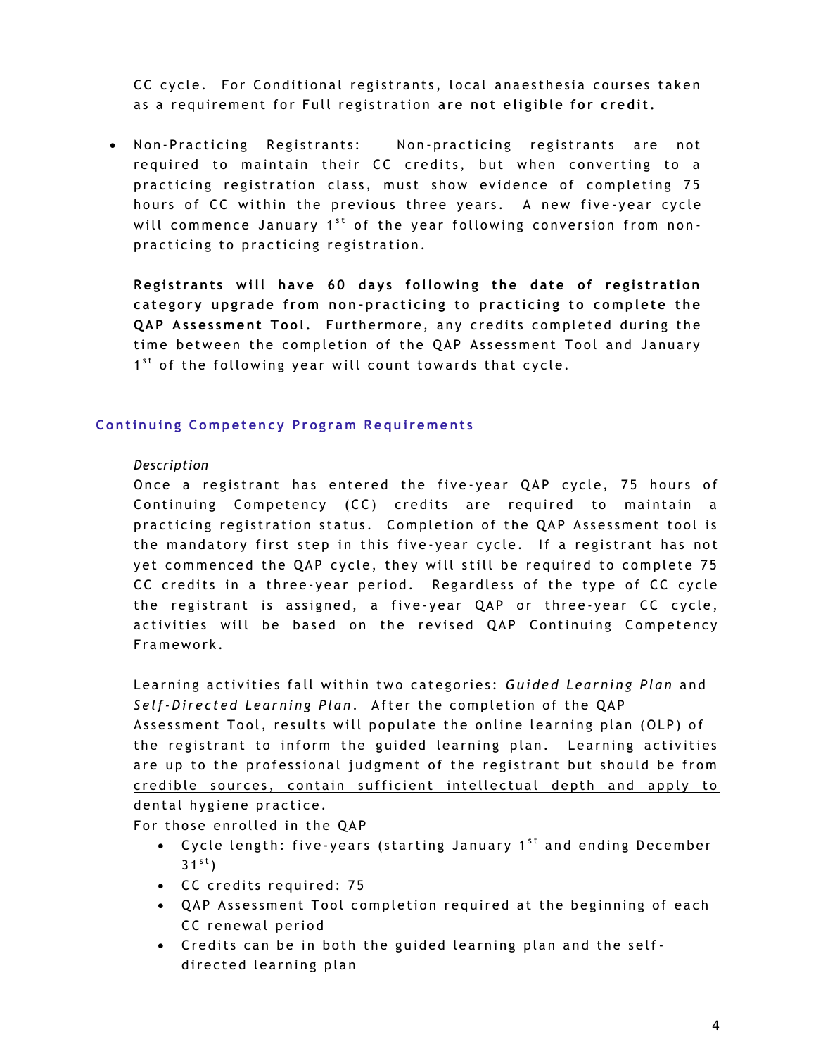CC cycle. For Conditional registrants, local anaesthesia courses taken as a requirement for Full registration **are not eligible for credit.**

- Non-Practicing Registrants: Non-practicing registrants are not required to maintain their CC credits, but when converting to a practicing registration class, must show evidence of completing 75 hours of CC within the previous three years. A new five-year cycle will commence January 1st of the year following conversion from non-practicing to practicing registration.

  **Registrants will have 60 days following the date of registration category upgrade from non-practicing to practicing to complete the QAP Assessment Tool.** Furthermore, any credits completed during the time between the completion of the QAP Assessment Tool and January 1st of the following year will count towards that cycle.

## Continuing Competency Program Requirements

*Description*

Once a registrant has entered the five-year QAP cycle, 75 hours of Continuing Competency (CC) credits are required to maintain a practicing registration status. Completion of the QAP Assessment tool is the mandatory first step in this five-year cycle. If a registrant has not yet commenced the QAP cycle, they will still be required to complete 75 CC credits in a three-year period. Regardless of the type of CC cycle the registrant is assigned, a five-year QAP or three-year CC cycle, activities will be based on the revised QAP Continuing Competency Framework.

Learning activities fall within two categories: *Guided Learning Plan* and *Self-Directed Learning Plan*. After the completion of the QAP Assessment Tool, results will populate the online learning plan (OLP) of the registrant to inform the guided learning plan. Learning activities are up to the professional judgment of the registrant but should be from <u>credible sources, contain sufficient intellectual depth and apply to dental hygiene practice.</u>

For those enrolled in the QAP

- Cycle length: five-years (starting January 1st and ending December 31st)
- CC credits required: 75
- QAP Assessment Tool completion required at the beginning of each CC renewal period
- Credits can be in both the guided learning plan and the self-directed learning plan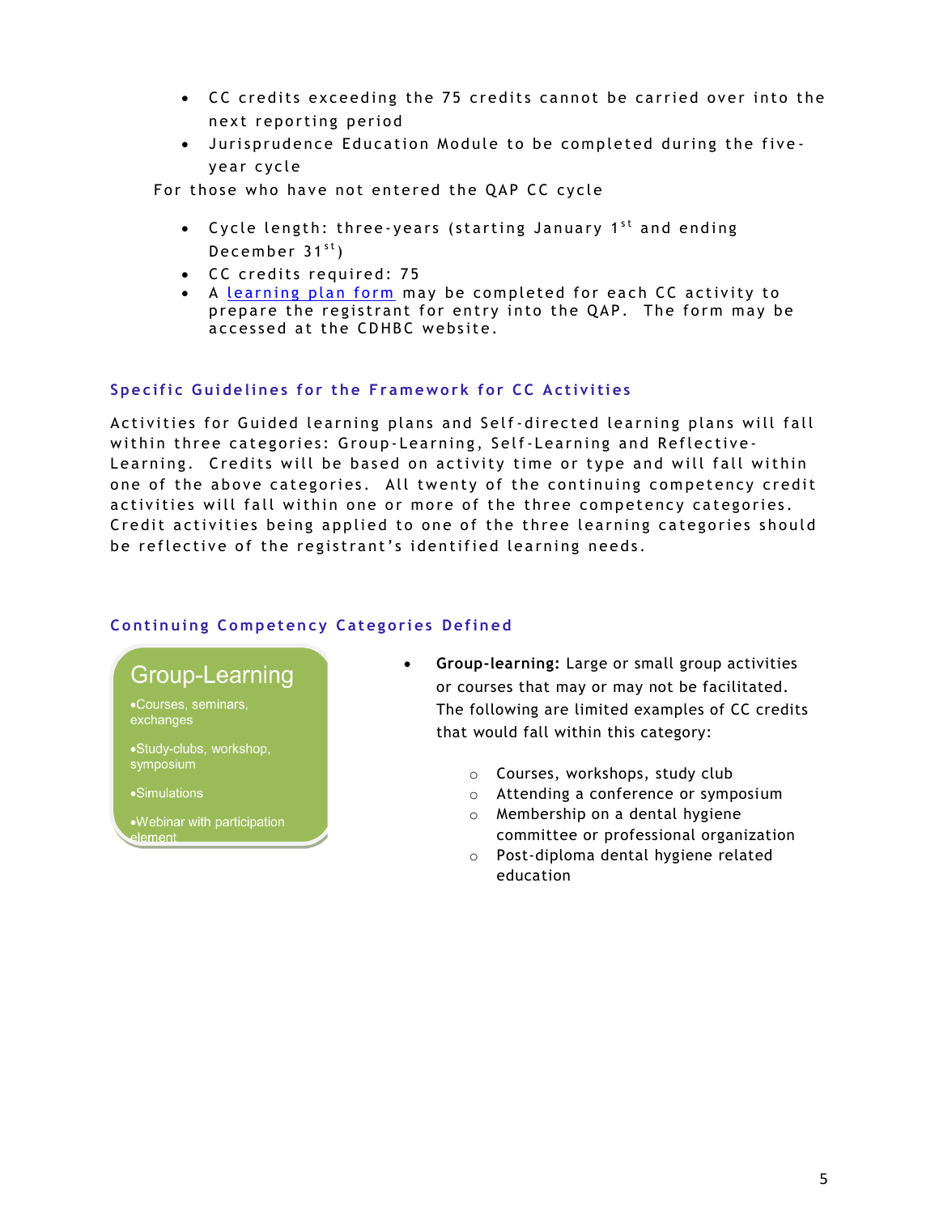- CC credits exceeding the 75 credits cannot be carried over into the next reporting period
- Jurisprudence Education Module to be completed during the five-year cycle

For those who have not entered the QAP CC cycle

- Cycle length: three-years (starting January 1st and ending December 31st)
- CC credits required: 75
- A learning plan form may be completed for each CC activity to prepare the registrant for entry into the QAP. The form may be accessed at the CDHBC website.

### Specific Guidelines for the Framework for CC Activities

Activities for Guided learning plans and Self-directed learning plans will fall within three categories: Group-Learning, Self-Learning and Reflective-Learning. Credits will be based on activity time or type and will fall within one of the above categories. All twenty of the continuing competency credit activities will fall within one or more of the three competency categories. Credit activities being applied to one of the three learning categories should be reflective of the registrant's identified learning needs.

### Continuing Competency Categories Defined

**Group-Learning**

- Courses, seminars, exchanges
- Study-clubs, workshop, symposium
- Simulations
- Webinar with participation element

- **Group-learning:** Large or small group activities or courses that may or may not be facilitated. The following are limited examples of CC credits that would fall within this category:
  - Courses, workshops, study club
  - Attending a conference or symposium
  - Membership on a dental hygiene committee or professional organization
  - Post-diploma dental hygiene related education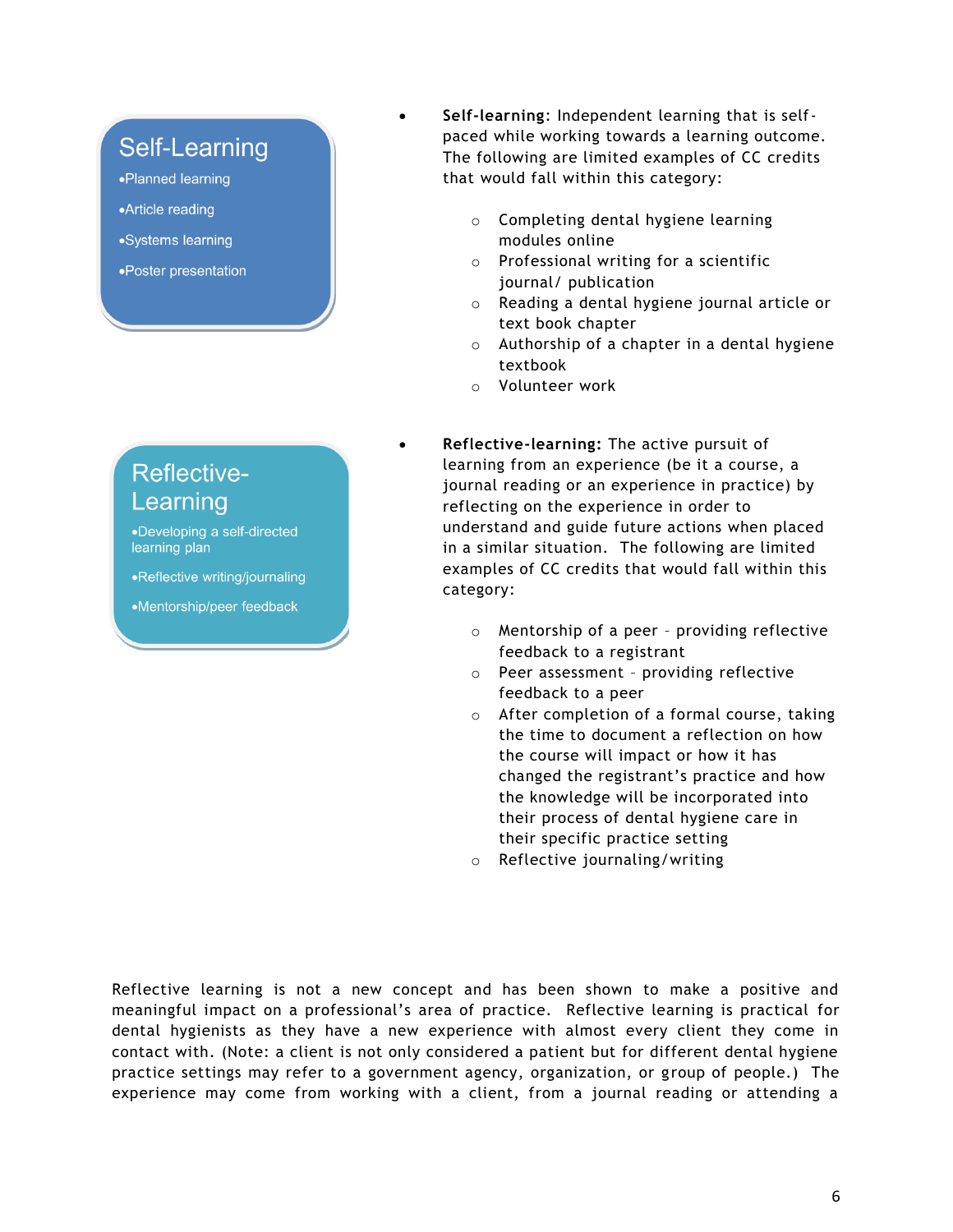**Self-Learning**

- Planned learning
- Article reading
- Systems learning
- Poster presentation

- **Self-learning**: Independent learning that is self-paced while working towards a learning outcome. The following are limited examples of CC credits that would fall within this category:
    - Completing dental hygiene learning modules online
    - Professional writing for a scientific journal/ publication
    - Reading a dental hygiene journal article or text book chapter
    - Authorship of a chapter in a dental hygiene textbook
    - Volunteer work

**Reflective-Learning**

- Developing a self-directed learning plan
- Reflective writing/journaling
- Mentorship/peer feedback

- **Reflective-learning:** The active pursuit of learning from an experience (be it a course, a journal reading or an experience in practice) by reflecting on the experience in order to understand and guide future actions when placed in a similar situation. The following are limited examples of CC credits that would fall within this category:
    - Mentorship of a peer – providing reflective feedback to a registrant
    - Peer assessment – providing reflective feedback to a peer
    - After completion of a formal course, taking the time to document a reflection on how the course will impact or how it has changed the registrant's practice and how the knowledge will be incorporated into their process of dental hygiene care in their specific practice setting
    - Reflective journaling/writing

Reflective learning is not a new concept and has been shown to make a positive and meaningful impact on a professional's area of practice. Reflective learning is practical for dental hygienists as they have a new experience with almost every client they come in contact with. (Note: a client is not only considered a patient but for different dental hygiene practice settings may refer to a government agency, organization, or group of people.) The experience may come from working with a client, from a journal reading or attending a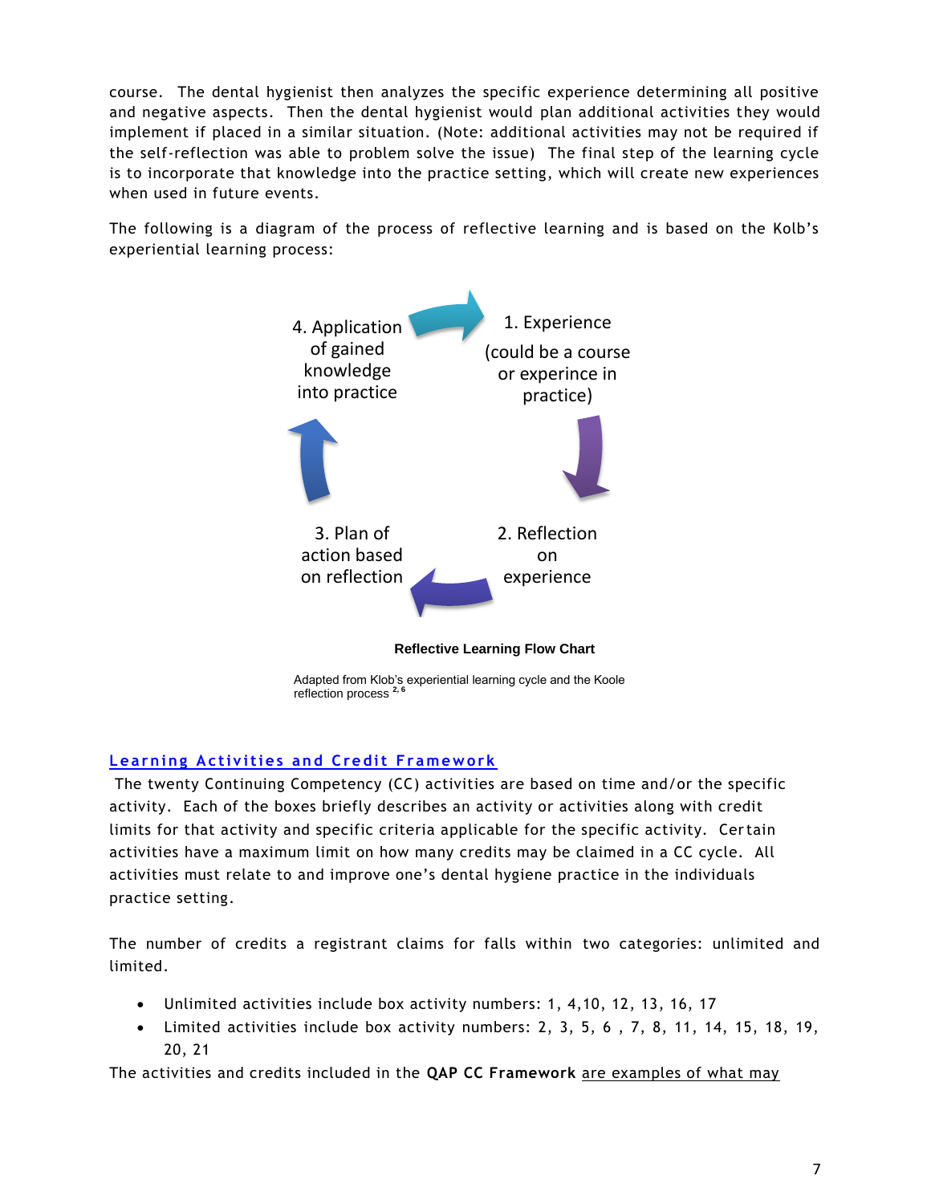course. The dental hygienist then analyzes the specific experience determining all positive and negative aspects. Then the dental hygienist would plan additional activities they would implement if placed in a similar situation. (Note: additional activities may not be required if the self-reflection was able to problem solve the issue) The final step of the learning cycle is to incorporate that knowledge into the practice setting, which will create new experiences when used in future events.

The following is a diagram of the process of reflective learning and is based on the Kolb's experiential learning process:

4. Application of gained knowledge into practice

1. Experience (could be a course or experince in practice)

2. Reflection on experience

3. Plan of action based on reflection

**Reflective Learning Flow Chart**

Adapted from Klob's experiential learning cycle and the Koole reflection process [2, 6]

## Learning Activities and Credit Framework

The twenty Continuing Competency (CC) activities are based on time and/or the specific activity. Each of the boxes briefly describes an activity or activities along with credit limits for that activity and specific criteria applicable for the specific activity. Certain activities have a maximum limit on how many credits may be claimed in a CC cycle. All activities must relate to and improve one's dental hygiene practice in the individuals practice setting.

The number of credits a registrant claims for falls within two categories: unlimited and limited.

- Unlimited activities include box activity numbers: 1, 4,10, 12, 13, 16, 17
- Limited activities include box activity numbers: 2, 3, 5, 6 , 7, 8, 11, 14, 15, 18, 19, 20, 21

The activities and credits included in the **QAP CC Framework** are examples of what may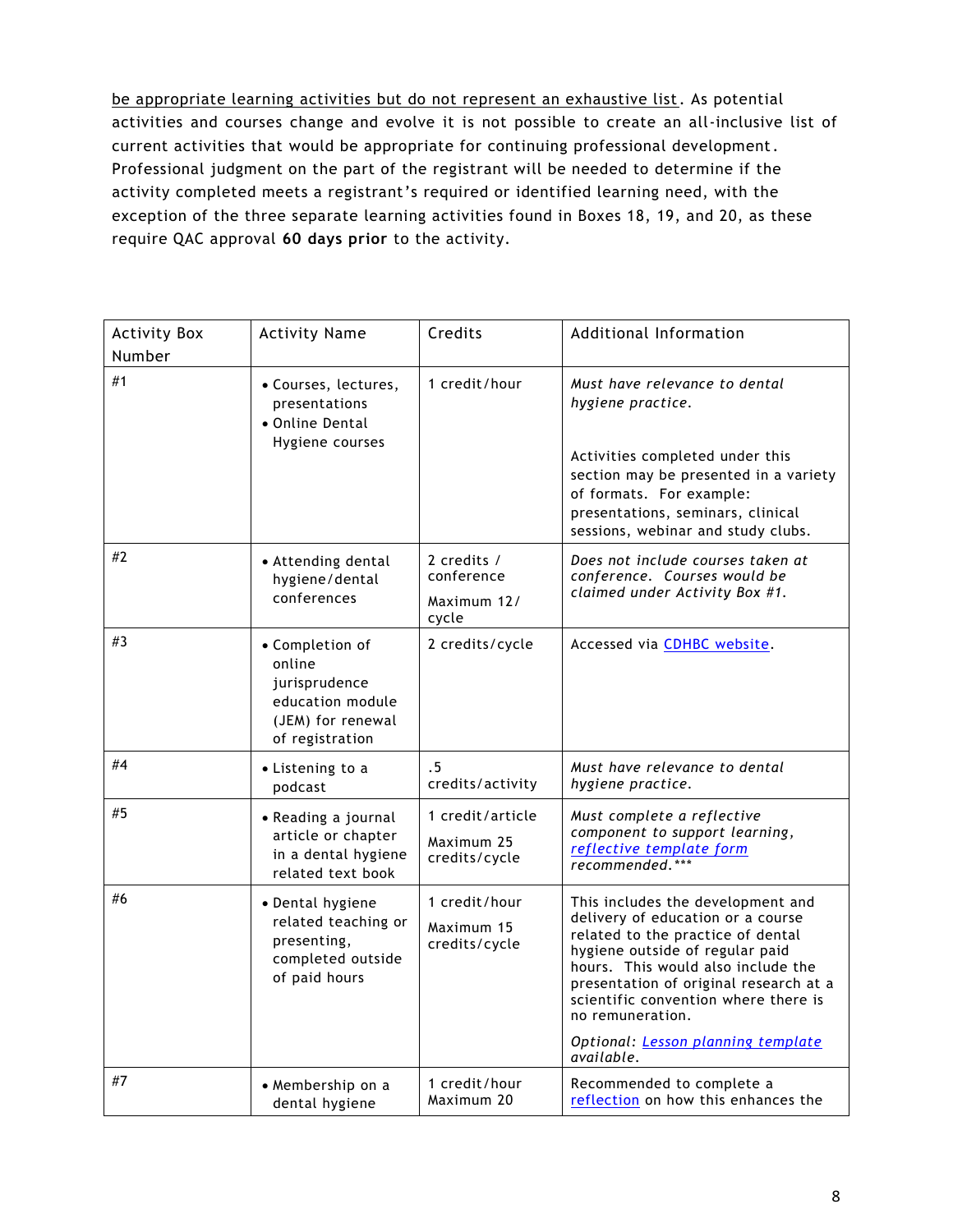be appropriate learning activities but do not represent an exhaustive list. As potential activities and courses change and evolve it is not possible to create an all-inclusive list of current activities that would be appropriate for continuing professional development. Professional judgment on the part of the registrant will be needed to determine if the activity completed meets a registrant's required or identified learning need, with the exception of the three separate learning activities found in Boxes 18, 19, and 20, as these require QAC approval **60 days prior** to the activity.

| Activity Box Number | Activity Name | Credits | Additional Information |
|---|---|---|---|
| #1 | • Courses, lectures, presentations<br>• Online Dental Hygiene courses | 1 credit/hour | *Must have relevance to dental hygiene practice.*<br><br>Activities completed under this section may be presented in a variety of formats. For example: presentations, seminars, clinical sessions, webinar and study clubs. |
| #2 | • Attending dental hygiene/dental conferences | 2 credits / conference<br><br>Maximum 12/ cycle | *Does not include courses taken at conference. Courses would be claimed under Activity Box #1.* |
| #3 | • Completion of online jurisprudence education module (JEM) for renewal of registration | 2 credits/cycle | Accessed via [CDHBC website](). |
| #4 | • Listening to a podcast | .5 credits/activity | *Must have relevance to dental hygiene practice.* |
| #5 | • Reading a journal article or chapter in a dental hygiene related text book | 1 credit/article<br><br>Maximum 25 credits/cycle | *Must complete a reflective component to support learning, [reflective template form]() recommended.**** |
| #6 | • Dental hygiene related teaching or presenting, completed outside of paid hours | 1 credit/hour<br><br>Maximum 15 credits/cycle | This includes the development and delivery of education or a course related to the practice of dental hygiene outside of regular paid hours. This would also include the presentation of original research at a scientific convention where there is no remuneration.<br><br>*Optional: [Lesson planning template]() available.* |
| #7 | • Membership on a dental hygiene | 1 credit/hour Maximum 20 | Recommended to complete a [reflection]() on how this enhances the |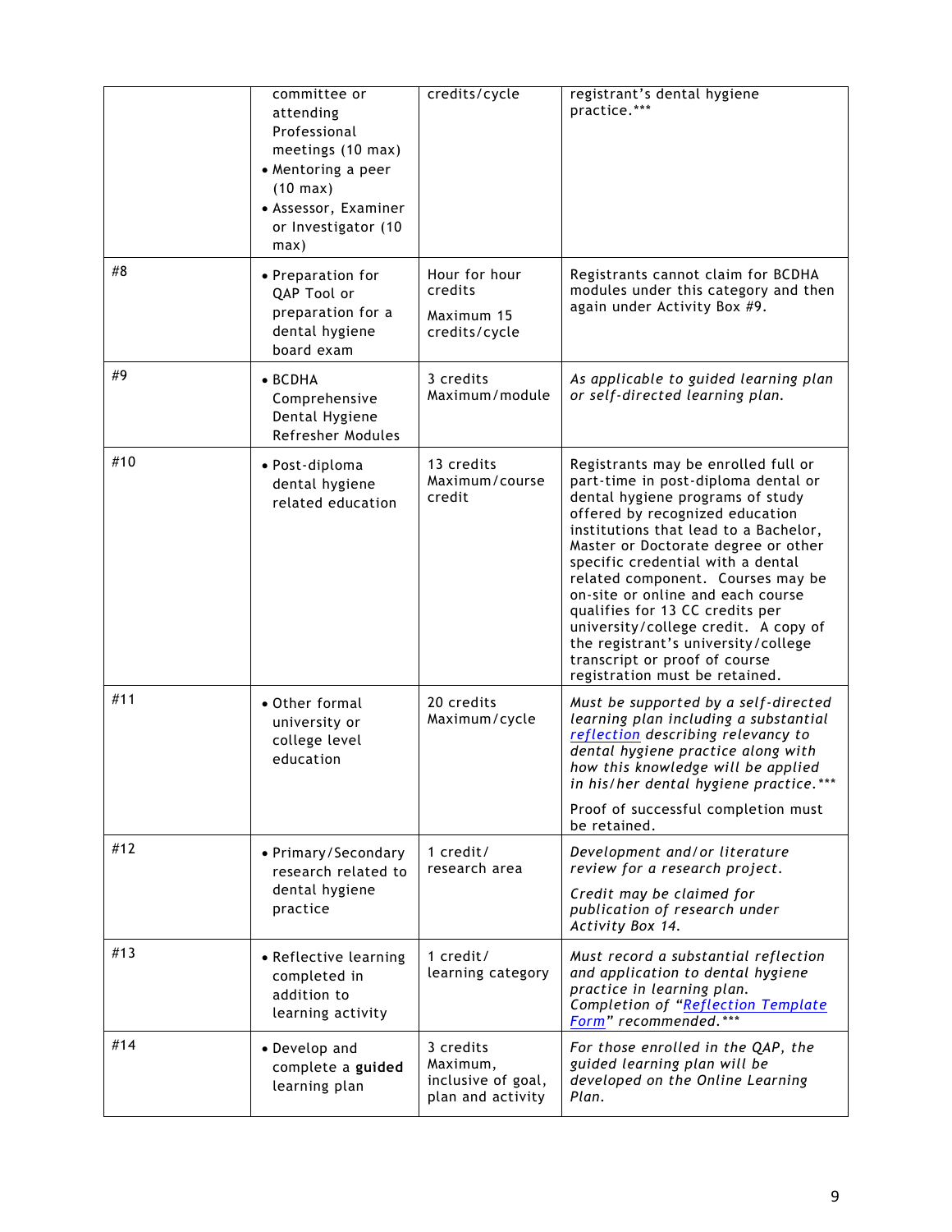| | | | |
|---|---|---|---|
| | committee or attending Professional meetings (10 max)<br>• Mentoring a peer (10 max)<br>• Assessor, Examiner or Investigator (10 max) | credits/cycle | registrant's dental hygiene practice.*** |
| #8 | • Preparation for QAP Tool or preparation for a dental hygiene board exam | Hour for hour credits<br><br>Maximum 15 credits/cycle | Registrants cannot claim for BCDHA modules under this category and then again under Activity Box #9. |
| #9 | • BCDHA Comprehensive Dental Hygiene Refresher Modules | 3 credits Maximum/module | *As applicable to guided learning plan or self-directed learning plan.* |
| #10 | • Post-diploma dental hygiene related education | 13 credits Maximum/course credit | Registrants may be enrolled full or part-time in post-diploma dental or dental hygiene programs of study offered by recognized education institutions that lead to a Bachelor, Master or Doctorate degree or other specific credential with a dental related component. Courses may be on-site or online and each course qualifies for 13 CC credits per university/college credit. A copy of the registrant's university/college transcript or proof of course registration must be retained. |
| #11 | • Other formal university or college level education | 20 credits Maximum/cycle | *Must be supported by a self-directed learning plan including a substantial reflection describing relevancy to dental hygiene practice along with how this knowledge will be applied in his/her dental hygiene practice.****<br><br>Proof of successful completion must be retained. |
| #12 | • Primary/Secondary research related to dental hygiene practice | 1 credit/ research area | *Development and/or literature review for a research project.*<br><br>*Credit may be claimed for publication of research under Activity Box 14.* |
| #13 | • Reflective learning completed in addition to learning activity | 1 credit/ learning category | *Must record a substantial reflection and application to dental hygiene practice in learning plan. Completion of "Reflection Template Form" recommended.**** |
| #14 | • Develop and complete a **guided** learning plan | 3 credits Maximum, inclusive of goal, plan and activity | *For those enrolled in the QAP, the guided learning plan will be developed on the Online Learning Plan.* |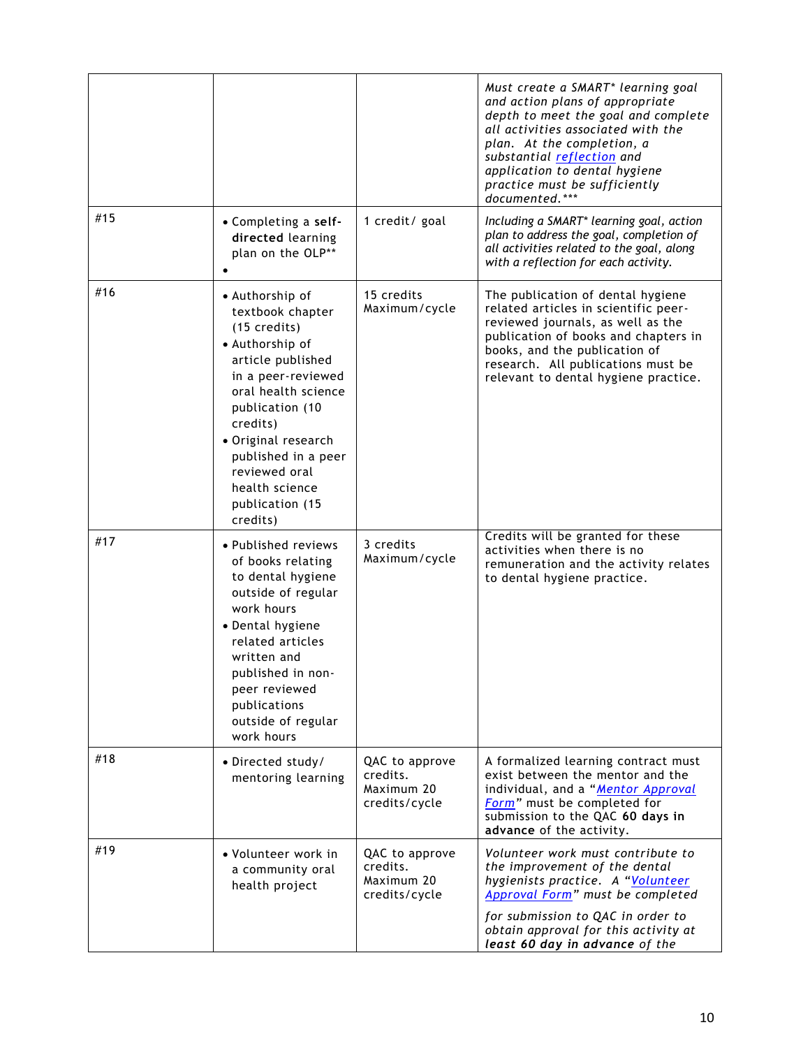| | | | |
|---|---|---|---|
| | | | *Must create a SMART* learning goal and action plans of appropriate depth to meet the goal and complete all activities associated with the plan. At the completion, a substantial reflection and application to dental hygiene practice must be sufficiently documented.**** |
| #15 | • Completing a **self-directed** learning plan on the OLP**<br>• | 1 credit/ goal | *Including a SMART* learning goal, action plan to address the goal, completion of all activities related to the goal, along with a reflection for each activity.* |
| #16 | • Authorship of textbook chapter (15 credits)<br>• Authorship of article published in a peer-reviewed oral health science publication (10 credits)<br>• Original research published in a peer reviewed oral health science publication (15 credits) | 15 credits Maximum/cycle | The publication of dental hygiene related articles in scientific peer-reviewed journals, as well as the publication of books and chapters in books, and the publication of research. All publications must be relevant to dental hygiene practice. |
| #17 | • Published reviews of books relating to dental hygiene outside of regular work hours<br>• Dental hygiene related articles written and published in non-peer reviewed publications outside of regular work hours | 3 credits Maximum/cycle | Credits will be granted for these activities when there is no remuneration and the activity relates to dental hygiene practice. |
| #18 | • Directed study/ mentoring learning | QAC to approve credits. Maximum 20 credits/cycle | A formalized learning contract must exist between the mentor and the individual, and a "*Mentor Approval Form*" must be completed for submission to the QAC **60 days in advance** of the activity. |
| #19 | • Volunteer work in a community oral health project | QAC to approve credits. Maximum 20 credits/cycle | *Volunteer work must contribute to the improvement of the dental hygienists practice. A "Volunteer Approval Form" must be completed for submission to QAC in order to obtain approval for this activity at **least 60 day in advance** of the* |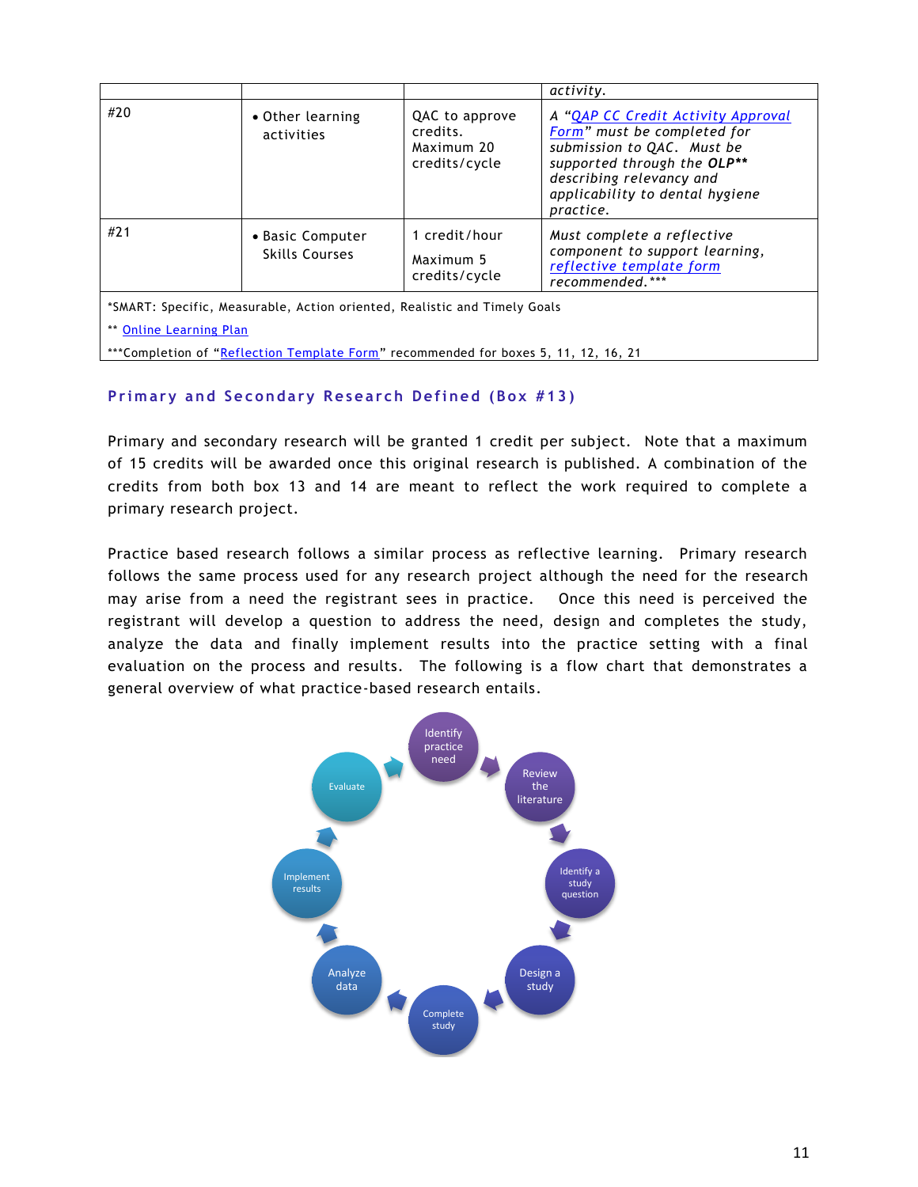| | | | activity. |
|---|---|---|---|
| #20 | • Other learning activities | QAC to approve credits. Maximum 20 credits/cycle | *A "QAP CC Credit Activity Approval Form" must be completed for submission to QAC. Must be supported through the **OLP**** describing relevancy and applicability to dental hygiene practice.* |
| #21 | • Basic Computer Skills Courses | 1 credit/hour<br><br>Maximum 5 credits/cycle | *Must complete a reflective component to support learning, reflective template form recommended.**** |

*SMART: Specific, Measurable, Action oriented, Realistic and Timely Goals

** Online Learning Plan

***Completion of "Reflection Template Form" recommended for boxes 5, 11, 12, 16, 21

### Primary and Secondary Research Defined (Box #13)

Primary and secondary research will be granted 1 credit per subject. Note that a maximum of 15 credits will be awarded once this original research is published. A combination of the credits from both box 13 and 14 are meant to reflect the work required to complete a primary research project.

Practice based research follows a similar process as reflective learning. Primary research follows the same process used for any research project although the need for the research may arise from a need the registrant sees in practice. Once this need is perceived the registrant will develop a question to address the need, design and completes the study, analyze the data and finally implement results into the practice setting with a final evaluation on the process and results. The following is a flow chart that demonstrates a general overview of what practice-based research entails.

Identify practice need → Review the literature → Identify a study question → Design a study → Complete study → Analyze data → Implement results → Evaluate → (back to Identify practice need)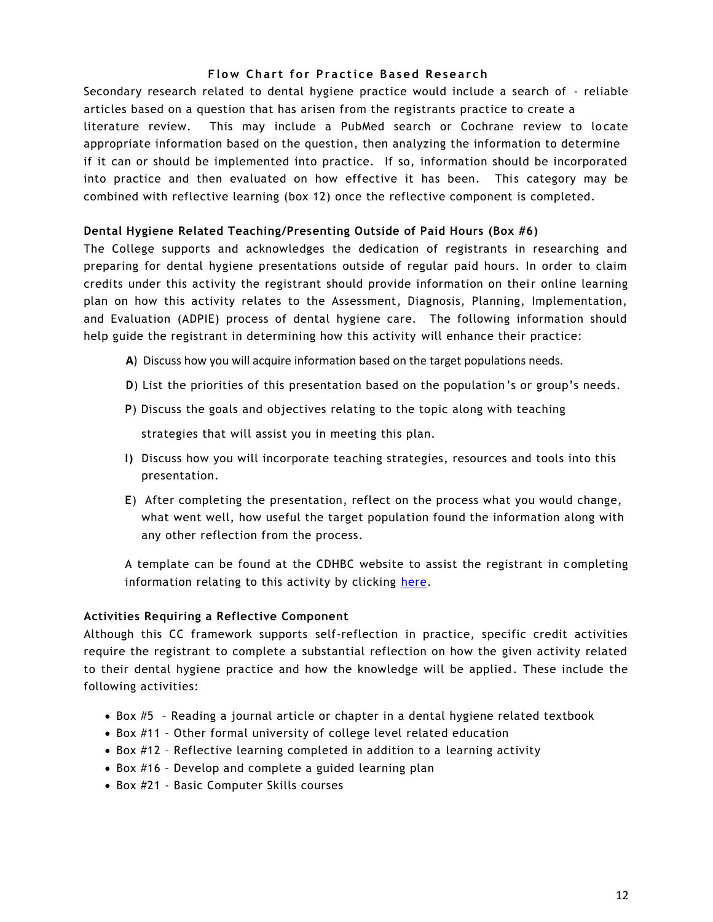### Flow Chart for Practice Based Research

Secondary research related to dental hygiene practice would include a search of - reliable articles based on a question that has arisen from the registrants practice to create a literature review. This may include a PubMed search or Cochrane review to locate appropriate information based on the question, then analyzing the information to determine if it can or should be implemented into practice. If so, information should be incorporated into practice and then evaluated on how effective it has been. This category may be combined with reflective learning (box 12) once the reflective component is completed.

#### Dental Hygiene Related Teaching/Presenting Outside of Paid Hours (Box #6)

The College supports and acknowledges the dedication of registrants in researching and preparing for dental hygiene presentations outside of regular paid hours. In order to claim credits under this activity the registrant should provide information on their online learning plan on how this activity relates to the Assessment, Diagnosis, Planning, Implementation, and Evaluation (ADPIE) process of dental hygiene care. The following information should help guide the registrant in determining how this activity will enhance their practice:

- **A**) Discuss how you will acquire information based on the target populations needs.
- **D**) List the priorities of this presentation based on the population's or group's needs.
- **P**) Discuss the goals and objectives relating to the topic along with teaching strategies that will assist you in meeting this plan.
- **I)** Discuss how you will incorporate teaching strategies, resources and tools into this presentation.
- **E**) After completing the presentation, reflect on the process what you would change, what went well, how useful the target population found the information along with any other reflection from the process.

A template can be found at the CDHBC website to assist the registrant in completing information relating to this activity by clicking [here](here).

#### Activities Requiring a Reflective Component

Although this CC framework supports self-reflection in practice, specific credit activities require the registrant to complete a substantial reflection on how the given activity related to their dental hygiene practice and how the knowledge will be applied. These include the following activities:

- Box #5 – Reading a journal article or chapter in a dental hygiene related textbook
- Box #11 – Other formal university of college level related education
- Box #12 – Reflective learning completed in addition to a learning activity
- Box #16 – Develop and complete a guided learning plan
- Box #21 - Basic Computer Skills courses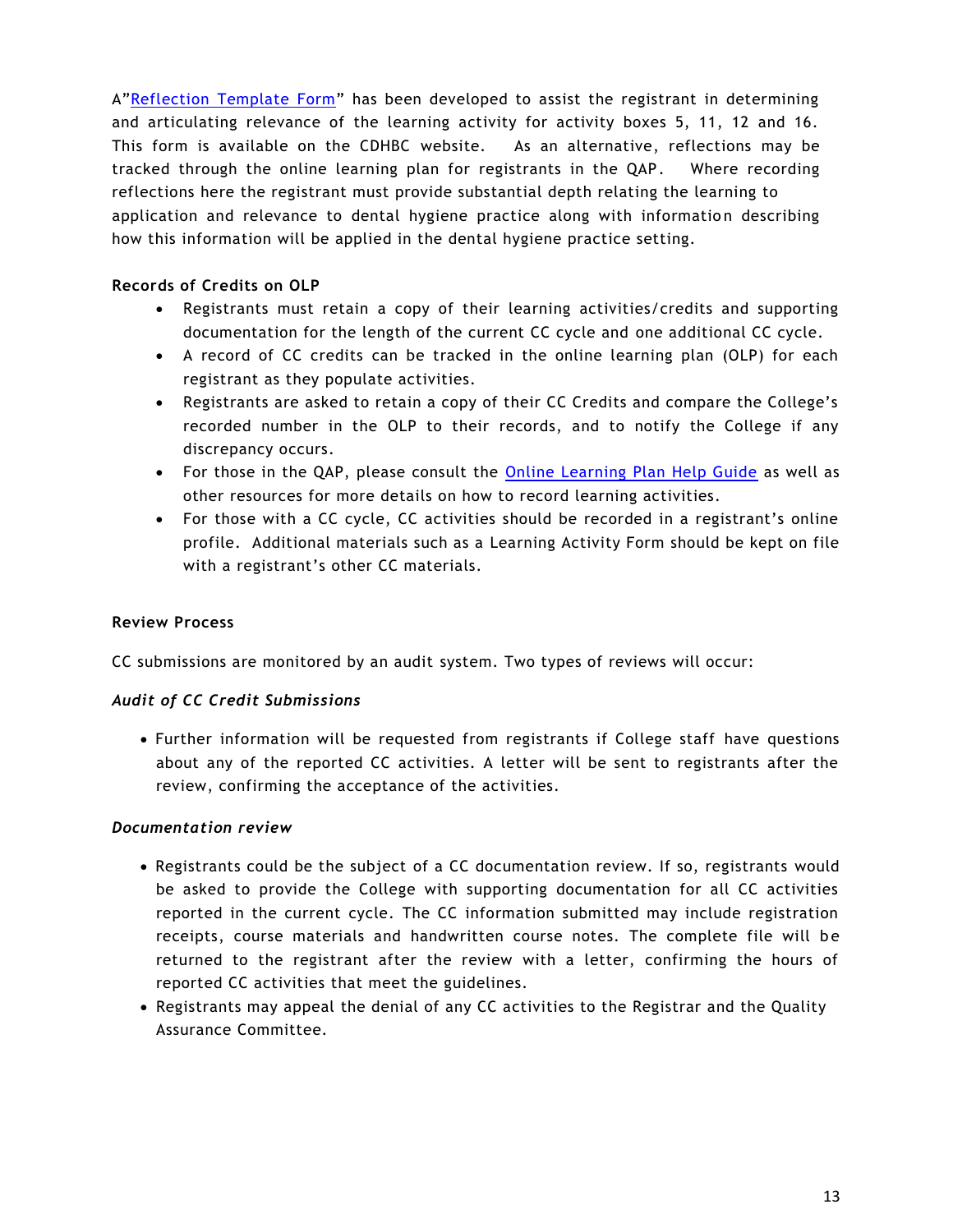A"Reflection Template Form" has been developed to assist the registrant in determining and articulating relevance of the learning activity for activity boxes 5, 11, 12 and 16. This form is available on the CDHBC website. As an alternative, reflections may be tracked through the online learning plan for registrants in the QAP. Where recording reflections here the registrant must provide substantial depth relating the learning to application and relevance to dental hygiene practice along with information describing how this information will be applied in the dental hygiene practice setting.

**Records of Credits on OLP**

- Registrants must retain a copy of their learning activities/credits and supporting documentation for the length of the current CC cycle and one additional CC cycle.
- A record of CC credits can be tracked in the online learning plan (OLP) for each registrant as they populate activities.
- Registrants are asked to retain a copy of their CC Credits and compare the College's recorded number in the OLP to their records, and to notify the College if any discrepancy occurs.
- For those in the QAP, please consult the Online Learning Plan Help Guide as well as other resources for more details on how to record learning activities.
- For those with a CC cycle, CC activities should be recorded in a registrant's online profile. Additional materials such as a Learning Activity Form should be kept on file with a registrant's other CC materials.

**Review Process**

CC submissions are monitored by an audit system. Two types of reviews will occur:

***Audit of CC Credit Submissions***

- Further information will be requested from registrants if College staff have questions about any of the reported CC activities. A letter will be sent to registrants after the review, confirming the acceptance of the activities.

***Documentation review***

- Registrants could be the subject of a CC documentation review. If so, registrants would be asked to provide the College with supporting documentation for all CC activities reported in the current cycle. The CC information submitted may include registration receipts, course materials and handwritten course notes. The complete file will be returned to the registrant after the review with a letter, confirming the hours of reported CC activities that meet the guidelines.
- Registrants may appeal the denial of any CC activities to the Registrar and the Quality Assurance Committee.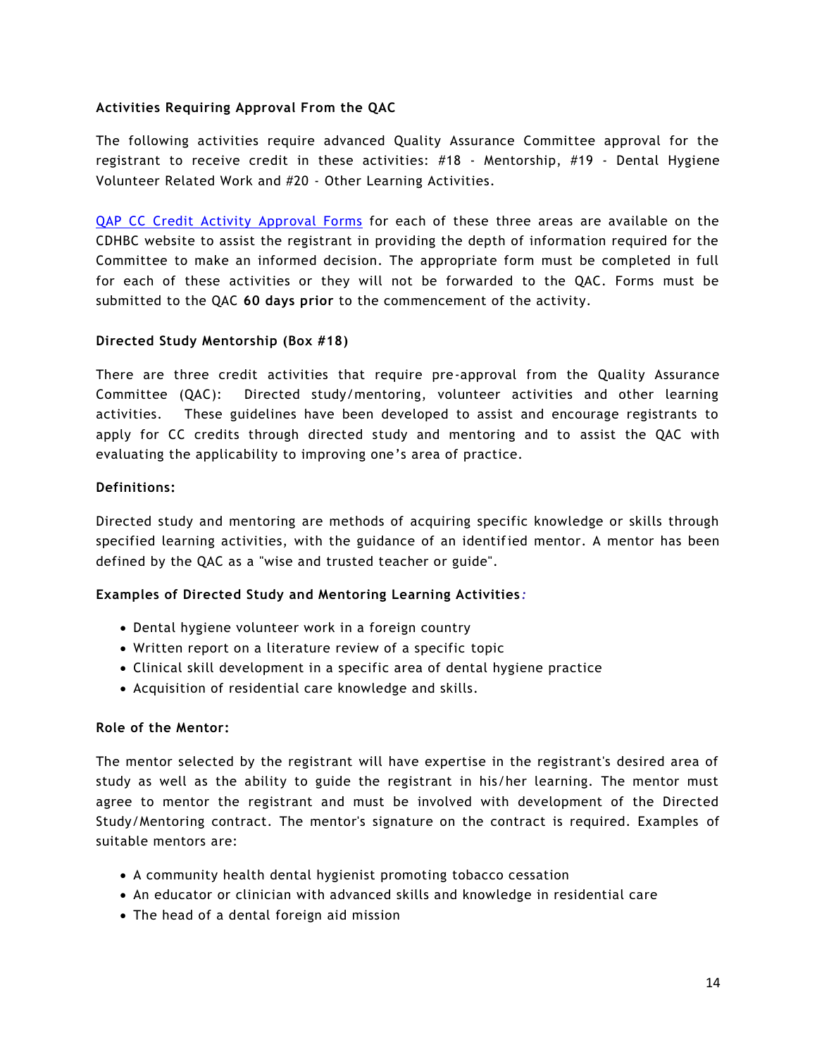### Activities Requiring Approval From the QAC

The following activities require advanced Quality Assurance Committee approval for the registrant to receive credit in these activities: #18 - Mentorship, #19 - Dental Hygiene Volunteer Related Work and #20 - Other Learning Activities.

QAP CC Credit Activity Approval Forms for each of these three areas are available on the CDHBC website to assist the registrant in providing the depth of information required for the Committee to make an informed decision. The appropriate form must be completed in full for each of these activities or they will not be forwarded to the QAC. Forms must be submitted to the QAC **60 days prior** to the commencement of the activity.

### Directed Study Mentorship (Box #18)

There are three credit activities that require pre-approval from the Quality Assurance Committee (QAC): Directed study/mentoring, volunteer activities and other learning activities. These guidelines have been developed to assist and encourage registrants to apply for CC credits through directed study and mentoring and to assist the QAC with evaluating the applicability to improving one's area of practice.

**Definitions:**

Directed study and mentoring are methods of acquiring specific knowledge or skills through specified learning activities, with the guidance of an identified mentor. A mentor has been defined by the QAC as a "wise and trusted teacher or guide".

**Examples of Directed Study and Mentoring Learning Activities:**

- Dental hygiene volunteer work in a foreign country
- Written report on a literature review of a specific topic
- Clinical skill development in a specific area of dental hygiene practice
- Acquisition of residential care knowledge and skills.

**Role of the Mentor:**

The mentor selected by the registrant will have expertise in the registrant's desired area of study as well as the ability to guide the registrant in his/her learning. The mentor must agree to mentor the registrant and must be involved with development of the Directed Study/Mentoring contract. The mentor's signature on the contract is required. Examples of suitable mentors are:

- A community health dental hygienist promoting tobacco cessation
- An educator or clinician with advanced skills and knowledge in residential care
- The head of a dental foreign aid mission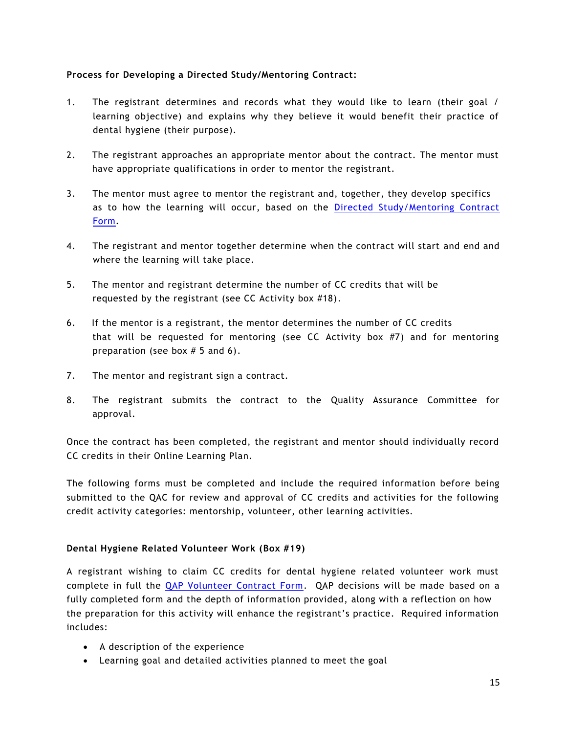**Process for Developing a Directed Study/Mentoring Contract:**

1. The registrant determines and records what they would like to learn (their goal / learning objective) and explains why they believe it would benefit their practice of dental hygiene (their purpose).

2. The registrant approaches an appropriate mentor about the contract. The mentor must have appropriate qualifications in order to mentor the registrant.

3. The mentor must agree to mentor the registrant and, together, they develop specifics as to how the learning will occur, based on the [Directed Study/Mentoring Contract Form](#).

4. The registrant and mentor together determine when the contract will start and end and where the learning will take place.

5. The mentor and registrant determine the number of CC credits that will be requested by the registrant (see CC Activity box #18).

6. If the mentor is a registrant, the mentor determines the number of CC credits that will be requested for mentoring (see CC Activity box #7) and for mentoring preparation (see box # 5 and 6).

7. The mentor and registrant sign a contract.

8. The registrant submits the contract to the Quality Assurance Committee for approval.

Once the contract has been completed, the registrant and mentor should individually record CC credits in their Online Learning Plan.

The following forms must be completed and include the required information before being submitted to the QAC for review and approval of CC credits and activities for the following credit activity categories: mentorship, volunteer, other learning activities.

**Dental Hygiene Related Volunteer Work (Box #19)**

A registrant wishing to claim CC credits for dental hygiene related volunteer work must complete in full the [QAP Volunteer Contract Form](#). QAP decisions will be made based on a fully completed form and the depth of information provided, along with a reflection on how the preparation for this activity will enhance the registrant's practice. Required information includes:

- A description of the experience
- Learning goal and detailed activities planned to meet the goal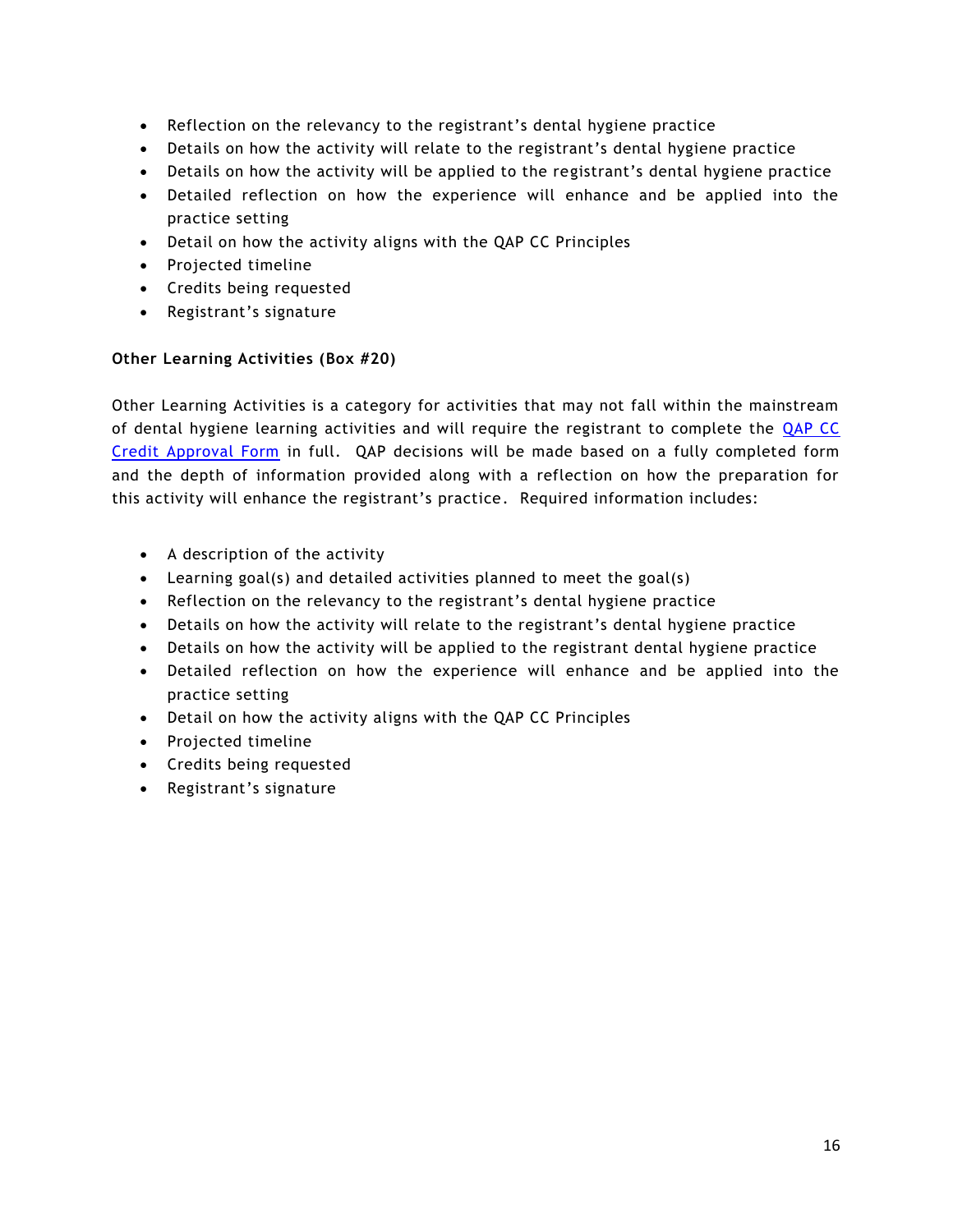- Reflection on the relevancy to the registrant's dental hygiene practice
- Details on how the activity will relate to the registrant's dental hygiene practice
- Details on how the activity will be applied to the registrant's dental hygiene practice
- Detailed reflection on how the experience will enhance and be applied into the practice setting
- Detail on how the activity aligns with the QAP CC Principles
- Projected timeline
- Credits being requested
- Registrant's signature

**Other Learning Activities (Box #20)**

Other Learning Activities is a category for activities that may not fall within the mainstream of dental hygiene learning activities and will require the registrant to complete the QAP CC Credit Approval Form in full. QAP decisions will be made based on a fully completed form and the depth of information provided along with a reflection on how the preparation for this activity will enhance the registrant's practice. Required information includes:

- A description of the activity
- Learning goal(s) and detailed activities planned to meet the goal(s)
- Reflection on the relevancy to the registrant's dental hygiene practice
- Details on how the activity will relate to the registrant's dental hygiene practice
- Details on how the activity will be applied to the registrant dental hygiene practice
- Detailed reflection on how the experience will enhance and be applied into the practice setting
- Detail on how the activity aligns with the QAP CC Principles
- Projected timeline
- Credits being requested
- Registrant's signature